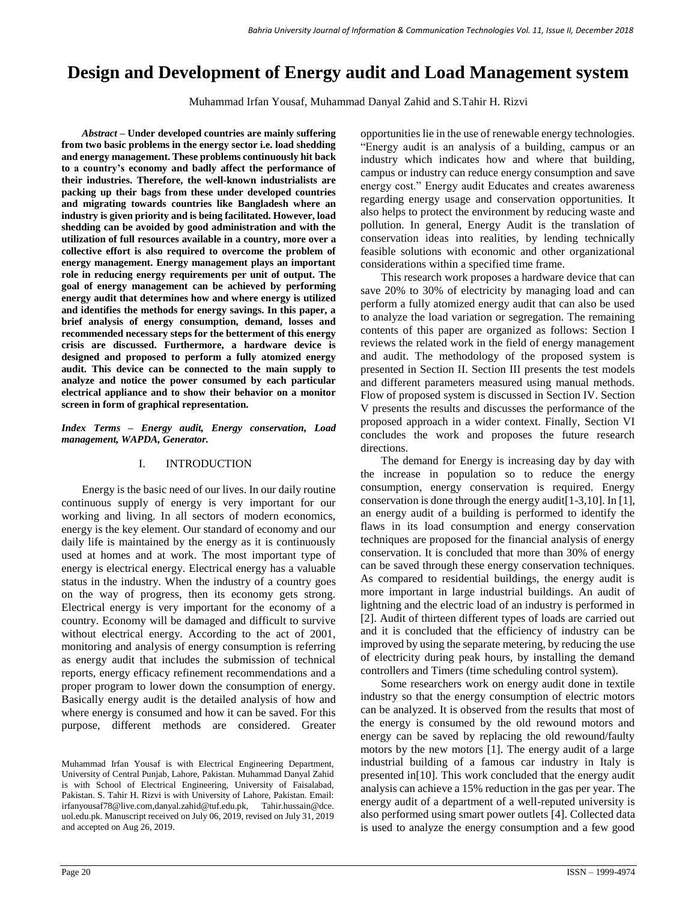# Design and Development of Energy audit and Load Management system

Muhammad Irfan Yousaf, Muhammad Danyal Zahid and S.Tahir H. Rizvi

***Abstract*** **– Under developed countries are mainly suffering from two basic problems in the energy sector i.e. load shedding and energy management. These problems continuously hit back to a country's economy and badly affect the performance of their industries. Therefore, the well-known industrialists are packing up their bags from these under developed countries and migrating towards countries like Bangladesh where an industry is given priority and is being facilitated. However, load shedding can be avoided by good administration and with the utilization of full resources available in a country, more over a collective effort is also required to overcome the problem of energy management. Energy management plays an important role in reducing energy requirements per unit of output. The goal of energy management can be achieved by performing energy audit that determines how and where energy is utilized and identifies the methods for energy savings. In this paper, a brief analysis of energy consumption, demand, losses and recommended necessary steps for the betterment of this energy crisis are discussed. Furthermore, a hardware device is designed and proposed to perform a fully atomized energy audit. This device can be connected to the main supply to analyze and notice the power consumed by each particular electrical appliance and to show their behavior on a monitor screen in form of graphical representation.**

***Index Terms – Energy audit, Energy conservation, Load management, WAPDA, Generator.***

## I. INTRODUCTION

Energy is the basic need of our lives. In our daily routine continuous supply of energy is very important for our working and living. In all sectors of modern economics, energy is the key element. Our standard of economy and our daily life is maintained by the energy as it is continuously used at homes and at work. The most important type of energy is electrical energy. Electrical energy has a valuable status in the industry. When the industry of a country goes on the way of progress, then its economy gets strong. Electrical energy is very important for the economy of a country. Economy will be damaged and difficult to survive without electrical energy. According to the act of 2001, monitoring and analysis of energy consumption is referring as energy audit that includes the submission of technical reports, energy efficacy refinement recommendations and a proper program to lower down the consumption of energy. Basically energy audit is the detailed analysis of how and where energy is consumed and how it can be saved. For this purpose, different methods are considered. Greater opportunities lie in the use of renewable energy technologies. "Energy audit is an analysis of a building, campus or an industry which indicates how and where that building, campus or industry can reduce energy consumption and save energy cost." Energy audit Educates and creates awareness regarding energy usage and conservation opportunities. It also helps to protect the environment by reducing waste and pollution. In general, Energy Audit is the translation of conservation ideas into realities, by lending technically feasible solutions with economic and other organizational considerations within a specified time frame.

This research work proposes a hardware device that can save 20% to 30% of electricity by managing load and can perform a fully atomized energy audit that can also be used to analyze the load variation or segregation. The remaining contents of this paper are organized as follows: Section I reviews the related work in the field of energy management and audit. The methodology of the proposed system is presented in Section II. Section III presents the test models and different parameters measured using manual methods. Flow of proposed system is discussed in Section IV. Section V presents the results and discusses the performance of the proposed approach in a wider context. Finally, Section VI concludes the work and proposes the future research directions.

The demand for Energy is increasing day by day with the increase in population so to reduce the energy consumption, energy conservation is required. Energy conservation is done through the energy audit[1-3,10]. In [1], an energy audit of a building is performed to identify the flaws in its load consumption and energy conservation techniques are proposed for the financial analysis of energy conservation. It is concluded that more than 30% of energy can be saved through these energy conservation techniques. As compared to residential buildings, the energy audit is more important in large industrial buildings. An audit of lightning and the electric load of an industry is performed in [2]. Audit of thirteen different types of loads are carried out and it is concluded that the efficiency of industry can be improved by using the separate metering, by reducing the use of electricity during peak hours, by installing the demand controllers and Timers (time scheduling control system).

Some researchers work on energy audit done in textile industry so that the energy consumption of electric motors can be analyzed. It is observed from the results that most of the energy is consumed by the old rewound motors and energy can be saved by replacing the old rewound/faulty motors by the new motors [1]. The energy audit of a large industrial building of a famous car industry in Italy is presented in[10]. This work concluded that the energy audit analysis can achieve a 15% reduction in the gas per year. The energy audit of a department of a well-reputed university is also performed using smart power outlets [4]. Collected data is used to analyze the energy consumption and a few good

Muhammad Irfan Yousaf is with Electrical Engineering Department, University of Central Punjab, Lahore, Pakistan. Muhammad Danyal Zahid is with School of Electrical Engineering, University of Faisalabad, Pakistan. S. Tahir H. Rizvi is with University of Lahore, Pakistan. Email: irfanyousaf78@live.com, danyal.zahid@tuf.edu.pk, Tahir.hussain@dce.uol.edu.pk. Manuscript received on July 06, 2019, revised on July 31, 2019 and accepted on Aug 26, 2019.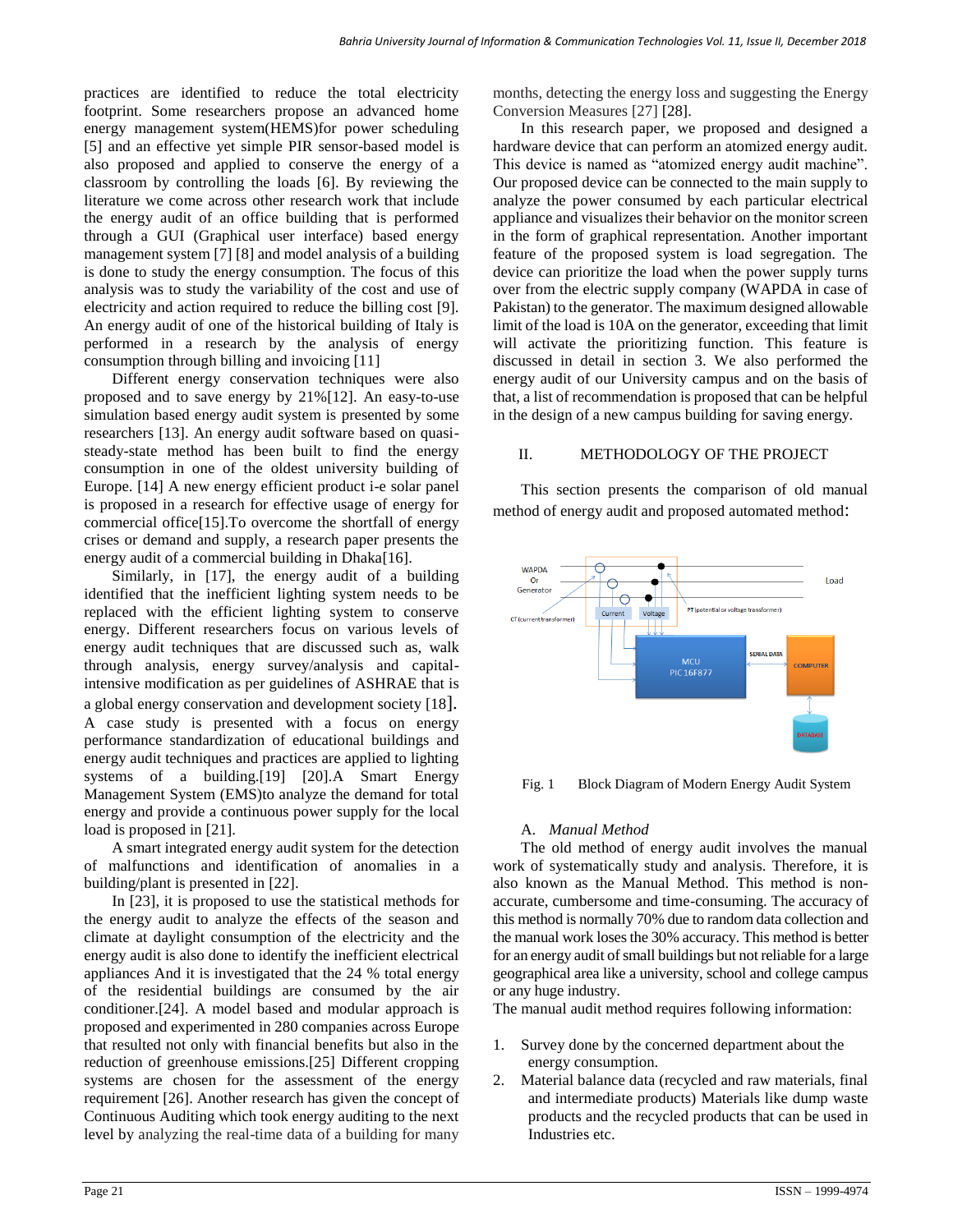practices are identified to reduce the total electricity footprint. Some researchers propose an advanced home energy management system(HEMS)for power scheduling [5] and an effective yet simple PIR sensor-based model is also proposed and applied to conserve the energy of a classroom by controlling the loads [6]. By reviewing the literature we come across other research work that include the energy audit of an office building that is performed through a GUI (Graphical user interface) based energy management system [7] [8] and model analysis of a building is done to study the energy consumption. The focus of this analysis was to study the variability of the cost and use of electricity and action required to reduce the billing cost [9]. An energy audit of one of the historical building of Italy is performed in a research by the analysis of energy consumption through billing and invoicing [11]

Different energy conservation techniques were also proposed and to save energy by 21%[12]. An easy-to-use simulation based energy audit system is presented by some researchers [13]. An energy audit software based on quasi-steady-state method has been built to find the energy consumption in one of the oldest university building of Europe. [14] A new energy efficient product i-e solar panel is proposed in a research for effective usage of energy for commercial office[15].To overcome the shortfall of energy crises or demand and supply, a research paper presents the energy audit of a commercial building in Dhaka[16].

Similarly, in [17], the energy audit of a building identified that the inefficient lighting system needs to be replaced with the efficient lighting system to conserve energy. Different researchers focus on various levels of energy audit techniques that are discussed such as, walk through analysis, energy survey/analysis and capital-intensive modification as per guidelines of ASHRAE that is a global energy conservation and development society [18]. A case study is presented with a focus on energy performance standardization of educational buildings and energy audit techniques and practices are applied to lighting systems of a building.[19] [20].A Smart Energy Management System (EMS)to analyze the demand for total energy and provide a continuous power supply for the local load is proposed in [21].

A smart integrated energy audit system for the detection of malfunctions and identification of anomalies in a building/plant is presented in [22].

In [23], it is proposed to use the statistical methods for the energy audit to analyze the effects of the season and climate at daylight consumption of the electricity and the energy audit is also done to identify the inefficient electrical appliances And it is investigated that the 24 % total energy of the residential buildings are consumed by the air conditioner.[24]. A model based and modular approach is proposed and experimented in 280 companies across Europe that resulted not only with financial benefits but also in the reduction of greenhouse emissions.[25] Different cropping systems are chosen for the assessment of the energy requirement [26]. Another research has given the concept of Continuous Auditing which took energy auditing to the next level by analyzing the real-time data of a building for many months, detecting the energy loss and suggesting the Energy Conversion Measures [27] [28].

In this research paper, we proposed and designed a hardware device that can perform an atomized energy audit. This device is named as “atomized energy audit machine”. Our proposed device can be connected to the main supply to analyze the power consumed by each particular electrical appliance and visualizes their behavior on the monitor screen in the form of graphical representation. Another important feature of the proposed system is load segregation. The device can prioritize the load when the power supply turns over from the electric supply company (WAPDA in case of Pakistan) to the generator. The maximum designed allowable limit of the load is 10A on the generator, exceeding that limit will activate the prioritizing function. This feature is discussed in detail in section 3. We also performed the energy audit of our University campus and on the basis of that, a list of recommendation is proposed that can be helpful in the design of a new campus building for saving energy.

## II. METHODOLOGY OF THE PROJECT

This section presents the comparison of old manual method of energy audit and proposed automated method:

Fig. 1 Block Diagram of Modern Energy Audit System

### A. *Manual Method*

The old method of energy audit involves the manual work of systematically study and analysis. Therefore, it is also known as the Manual Method. This method is non-accurate, cumbersome and time-consuming. The accuracy of this method is normally 70% due to random data collection and the manual work loses the 30% accuracy. This method is better for an energy audit of small buildings but not reliable for a large geographical area like a university, school and college campus or any huge industry.

The manual audit method requires following information:

1. Survey done by the concerned department about the energy consumption.
2. Material balance data (recycled and raw materials, final and intermediate products) Materials like dump waste products and the recycled products that can be used in Industries etc.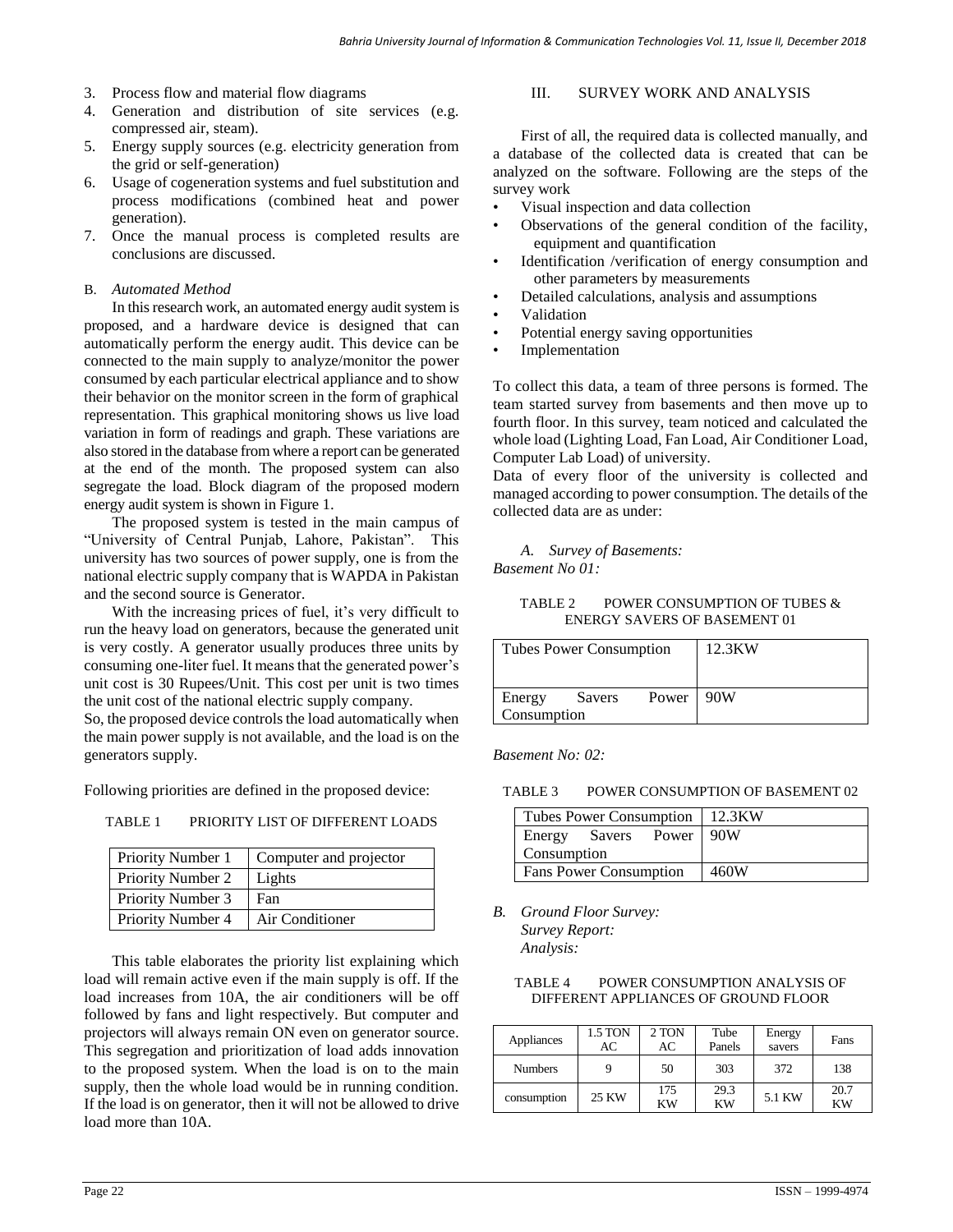3. Process flow and material flow diagrams
4. Generation and distribution of site services (e.g. compressed air, steam).
5. Energy supply sources (e.g. electricity generation from the grid or self-generation)
6. Usage of cogeneration systems and fuel substitution and process modifications (combined heat and power generation).
7. Once the manual process is completed results are conclusions are discussed.

### B. *Automated Method*

In this research work, an automated energy audit system is proposed, and a hardware device is designed that can automatically perform the energy audit. This device can be connected to the main supply to analyze/monitor the power consumed by each particular electrical appliance and to show their behavior on the monitor screen in the form of graphical representation. This graphical monitoring shows us live load variation in form of readings and graph. These variations are also stored in the database from where a report can be generated at the end of the month. The proposed system can also segregate the load. Block diagram of the proposed modern energy audit system is shown in Figure 1.

The proposed system is tested in the main campus of "University of Central Punjab, Lahore, Pakistan". This university has two sources of power supply, one is from the national electric supply company that is WAPDA in Pakistan and the second source is Generator.

With the increasing prices of fuel, it's very difficult to run the heavy load on generators, because the generated unit is very costly. A generator usually produces three units by consuming one-liter fuel. It means that the generated power's unit cost is 30 Rupees/Unit. This cost per unit is two times the unit cost of the national electric supply company.

So, the proposed device controls the load automatically when the main power supply is not available, and the load is on the generators supply.

Following priorities are defined in the proposed device:

TABLE 1 PRIORITY LIST OF DIFFERENT LOADS

| Priority Number 1 | Computer and projector |
|---|---|
| Priority Number 2 | Lights |
| Priority Number 3 | Fan |
| Priority Number 4 | Air Conditioner |

This table elaborates the priority list explaining which load will remain active even if the main supply is off. If the load increases from 10A, the air conditioners will be off followed by fans and light respectively. But computer and projectors will always remain ON even on generator source. This segregation and prioritization of load adds innovation to the proposed system. When the load is on to the main supply, then the whole load would be in running condition. If the load is on generator, then it will not be allowed to drive load more than 10A.

## III. SURVEY WORK AND ANALYSIS

First of all, the required data is collected manually, and a database of the collected data is created that can be analyzed on the software. Following are the steps of the survey work

- Visual inspection and data collection
- Observations of the general condition of the facility, equipment and quantification
- Identification /verification of energy consumption and other parameters by measurements
- Detailed calculations, analysis and assumptions
- Validation
- Potential energy saving opportunities
- Implementation

To collect this data, a team of three persons is formed. The team started survey from basements and then move up to fourth floor. In this survey, team noticed and calculated the whole load (Lighting Load, Fan Load, Air Conditioner Load, Computer Lab Load) of university.

Data of every floor of the university is collected and managed according to power consumption. The details of the collected data are as under:

### A. *Survey of Basements:*

*Basement No 01:*

TABLE 2 POWER CONSUMPTION OF TUBES & ENERGY SAVERS OF BASEMENT 01

| Tubes Power Consumption | 12.3KW |
|---|---|
| Energy Savers Power Consumption | 90W |

*Basement No: 02:*

TABLE 3 POWER CONSUMPTION OF BASEMENT 02

| Tubes Power Consumption | 12.3KW |
|---|---|
| Energy Savers Power Consumption | 90W |
| Fans Power Consumption | 460W |

### B. *Ground Floor Survey:*

*Survey Report:*

*Analysis:*

TABLE 4 POWER CONSUMPTION ANALYSIS OF DIFFERENT APPLIANCES OF GROUND FLOOR

| Appliances | 1.5 TON AC | 2 TON AC | Tube Panels | Energy savers | Fans |
|---|---|---|---|---|---|
| Numbers | 9 | 50 | 303 | 372 | 138 |
| consumption | 25 KW | 175 KW | 29.3 KW | 5.1 KW | 20.7 KW |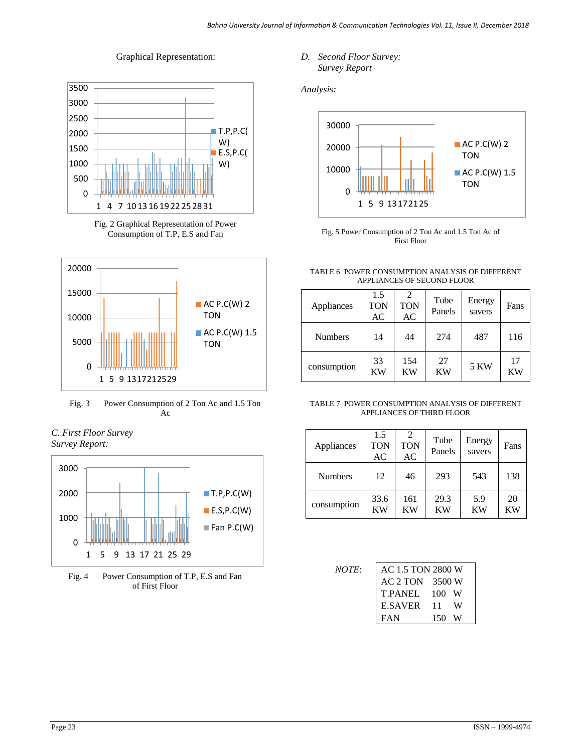Graphical Representation:

Fig. 2 Graphical Representation of Power Consumption of T.P, E.S and Fan

Fig. 3 Power Consumption of 2 Ton Ac and 1.5 Ton Ac

*C. First Floor Survey*
*Survey Report:*

Fig. 4 Power Consumption of T.P, E.S and Fan of First Floor

*D. Second Floor Survey:*
*Survey Report*

*Analysis:*

Fig. 5 Power Consumption of 2 Ton Ac and 1.5 Ton Ac of First Floor

TABLE 6 POWER CONSUMPTION ANALYSIS OF DIFFERENT APPLIANCES OF SECOND FLOOR

| Appliances | 1.5 TON AC | 2 TON AC | Tube Panels | Energy savers | Fans |
|---|---|---|---|---|---|
| Numbers | 14 | 44 | 274 | 487 | 116 |
| consumption | 33 KW | 154 KW | 27 KW | 5 KW | 17 KW |

TABLE 7 POWER CONSUMPTION ANALYSIS OF DIFFERENT APPLIANCES OF THIRD FLOOR

| Appliances | 1.5 TON AC | 2 TON AC | Tube Panels | Energy savers | Fans |
|---|---|---|---|---|---|
| Numbers | 12 | 46 | 293 | 543 | 138 |
| consumption | 33.6 KW | 161 KW | 29.3 KW | 5.9 KW | 20 KW |

*NOTE:*

| | | |
|---|---|---|
| AC 1.5 TON | 2800 | W |
| AC 2 TON | 3500 | W |
| T.PANEL | 100 | W |
| E.SAVER | 11 | W |
| FAN | 150 | W |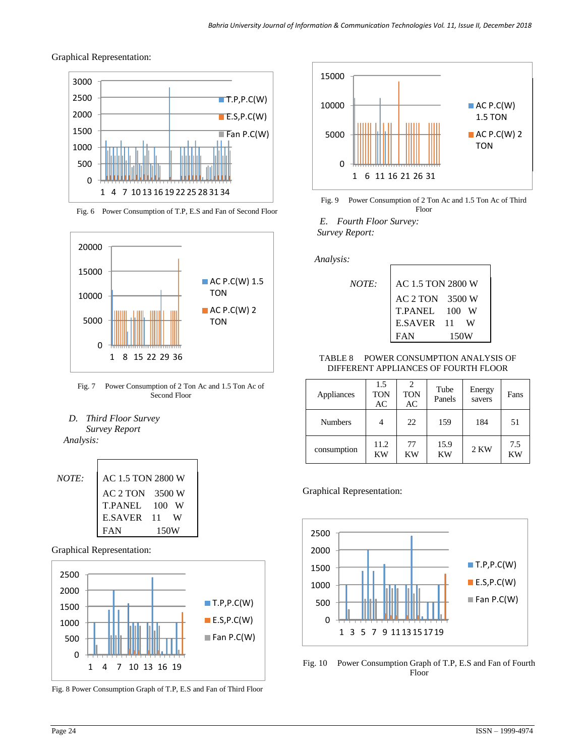Graphical Representation:

Fig. 6 Power Consumption of T.P, E.S and Fan of Second Floor

Fig. 7 Power Consumption of 2 Ton Ac and 1.5 Ton Ac of Second Floor

### *D. Third Floor Survey*

*Survey Report*

*Analysis:*

*NOTE:*

AC 1.5 TON 2800 W
AC 2 TON 3500 W
T.PANEL 100 W
E.SAVER 11 W
FAN 150W

Graphical Representation:

Fig. 8 Power Consumption Graph of T.P, E.S and Fan of Third Floor

Fig. 9 Power Consumption of 2 Ton Ac and 1.5 Ton Ac of Third Floor

### *E. Fourth Floor Survey:*

*Survey Report:*

*Analysis:*

*NOTE:*

AC 1.5 TON 2800 W
AC 2 TON 3500 W
T.PANEL 100 W
E.SAVER 11 W
FAN 150W

TABLE 8 POWER CONSUMPTION ANALYSIS OF DIFFERENT APPLIANCES OF FOURTH FLOOR

| Appliances | 1.5 TON AC | 2 TON AC | Tube Panels | Energy savers | Fans |
|---|---|---|---|---|---|
| Numbers | 4 | 22 | 159 | 184 | 51 |
| consumption | 11.2 KW | 77 KW | 15.9 KW | 2 KW | 7.5 KW |

Graphical Representation:

Fig. 10 Power Consumption Graph of T.P, E.S and Fan of Fourth Floor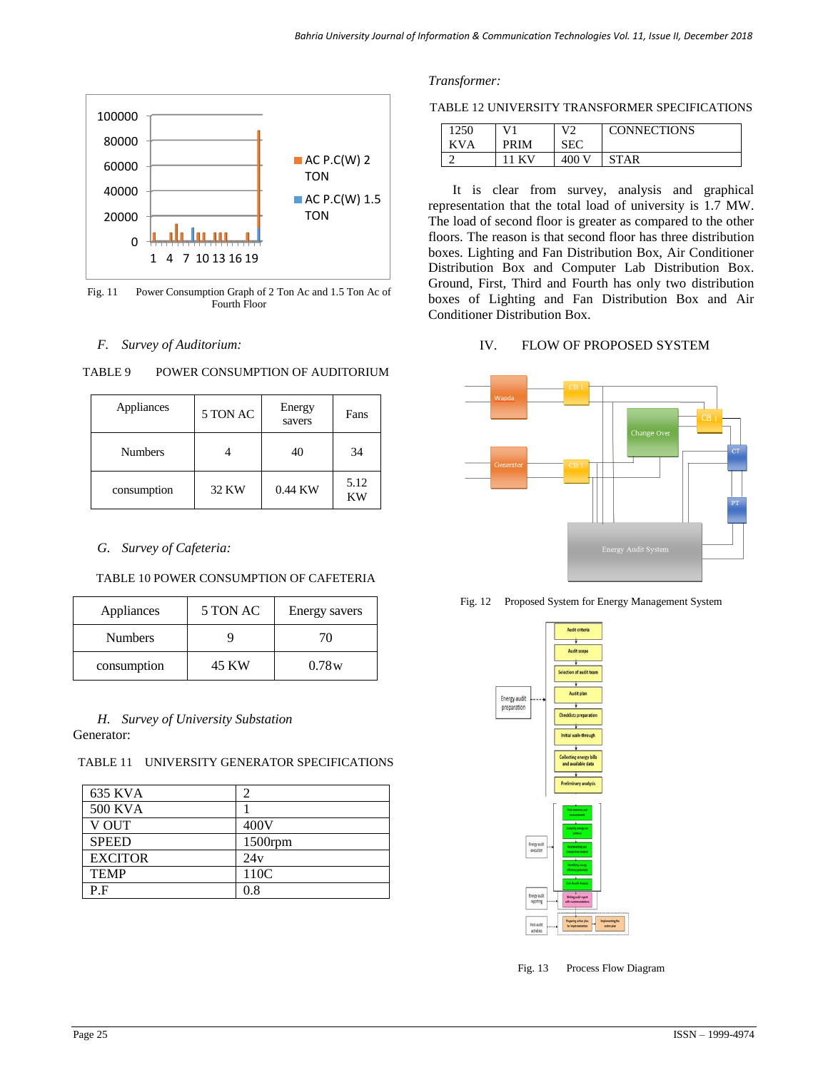Fig. 11 Power Consumption Graph of 2 Ton Ac and 1.5 Ton Ac of Fourth Floor

### F. *Survey of Auditorium:*

TABLE 9 POWER CONSUMPTION OF AUDITORIUM

| Appliances | 5 TON AC | Energy savers | Fans |
|---|---|---|---|
| Numbers | 4 | 40 | 34 |
| consumption | 32 KW | 0.44 KW | 5.12 KW |

### G. *Survey of Cafeteria:*

TABLE 10 POWER CONSUMPTION OF CAFETERIA

| Appliances | 5 TON AC | Energy savers |
|---|---|---|
| Numbers | 9 | 70 |
| consumption | 45 KW | 0.78w |

### H. *Survey of University Substation*

Generator:

TABLE 11 UNIVERSITY GENERATOR SPECIFICATIONS

| | |
|---|---|
| 635 KVA | 2 |
| 500 KVA | 1 |
| V OUT | 400V |
| SPEED | 1500rpm |
| EXCITOR | 24v |
| TEMP | 110C |
| P.F | 0.8 |

*Transformer:*

TABLE 12 UNIVERSITY TRANSFORMER SPECIFICATIONS

| 1250 KVA | V1 PRIM | V2 SEC | CONNECTIONS |
|---|---|---|---|
| 2 | 11 KV | 400 V | STAR |

It is clear from survey, analysis and graphical representation that the total load of university is 1.7 MW. The load of second floor is greater as compared to the other floors. The reason is that second floor has three distribution boxes. Lighting and Fan Distribution Box, Air Conditioner Distribution Box and Computer Lab Distribution Box. Ground, First, Third and Fourth has only two distribution boxes of Lighting and Fan Distribution Box and Air Conditioner Distribution Box.

## IV. FLOW OF PROPOSED SYSTEM

Fig. 12 Proposed System for Energy Management System

Fig. 13 Process Flow Diagram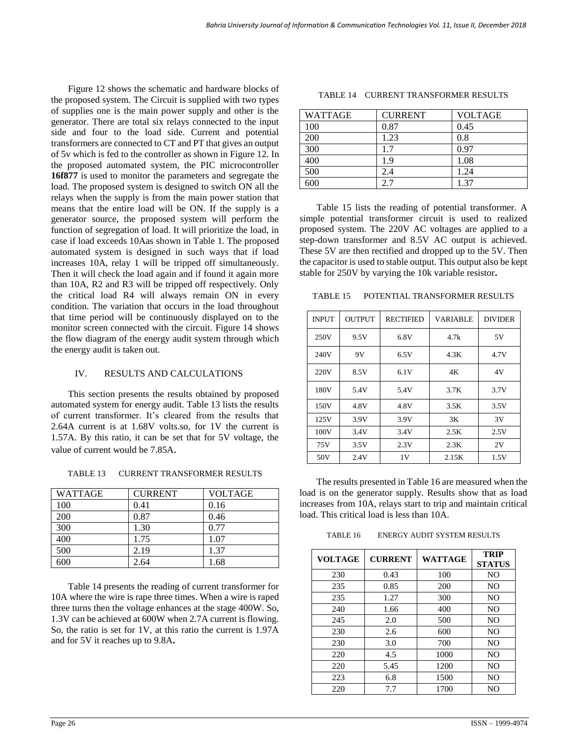Figure 12 shows the schematic and hardware blocks of the proposed system. The Circuit is supplied with two types of supplies one is the main power supply and other is the generator. There are total six relays connected to the input side and four to the load side. Current and potential transformers are connected to CT and PT that gives an output of 5v which is fed to the controller as shown in Figure 12. In the proposed automated system, the PIC microcontroller **16f877** is used to monitor the parameters and segregate the load. The proposed system is designed to switch ON all the relays when the supply is from the main power station that means that the entire load will be ON. If the supply is a generator source, the proposed system will perform the function of segregation of load. It will prioritize the load, in case if load exceeds 10Aas shown in Table 1. The proposed automated system is designed in such ways that if load increases 10A, relay 1 will be tripped off simultaneously. Then it will check the load again and if found it again more than 10A, R2 and R3 will be tripped off respectively. Only the critical load R4 will always remain ON in every condition. The variation that occurs in the load throughout that time period will be continuously displayed on to the monitor screen connected with the circuit. Figure 14 shows the flow diagram of the energy audit system through which the energy audit is taken out.

## IV. RESULTS AND CALCULATIONS

This section presents the results obtained by proposed automated system for energy audit. Table 13 lists the results of current transformer. It's cleared from the results that 2.64A current is at 1.68V volts.so, for 1V the current is 1.57A. By this ratio, it can be set that for 5V voltage, the value of current would be 7.85A.

TABLE 13 CURRENT TRANSFORMER RESULTS

| WATTAGE | CURRENT | VOLTAGE |
|---|---|---|
| 100 | 0.41 | 0.16 |
| 200 | 0.87 | 0.46 |
| 300 | 1.30 | 0.77 |
| 400 | 1.75 | 1.07 |
| 500 | 2.19 | 1.37 |
| 600 | 2.64 | 1.68 |

Table 14 presents the reading of current transformer for 10A where the wire is rape three times. When a wire is raped three turns then the voltage enhances at the stage 400W. So, 1.3V can be achieved at 600W when 2.7A current is flowing. So, the ratio is set for 1V, at this ratio the current is 1.97A and for 5V it reaches up to 9.8A**.**

TABLE 14 CURRENT TRANSFORMER RESULTS

| WATTAGE | CURRENT | VOLTAGE |
|---|---|---|
| 100 | 0.87 | 0.45 |
| 200 | 1.23 | 0.8 |
| 300 | 1.7 | 0.97 |
| 400 | 1.9 | 1.08 |
| 500 | 2.4 | 1.24 |
| 600 | 2.7 | 1.37 |

Table 15 lists the reading of potential transformer. A simple potential transformer circuit is used to realized proposed system. The 220V AC voltages are applied to a step-down transformer and 8.5V AC output is achieved. These 5V are then rectified and dropped up to the 5V. Then the capacitor is used to stable output. This output also be kept stable for 250V by varying the 10k variable resistor**.**

TABLE 15 POTENTIAL TRANSFORMER RESULTS

| INPUT | OUTPUT | RECTIFIED | VARIABLE | DIVIDER |
|---|---|---|---|---|
| 250V | 9.5V | 6.8V | 4.7k | 5V |
| 240V | 9V | 6.5V | 4.3K | 4.7V |
| 220V | 8.5V | 6.1V | 4K | 4V |
| 180V | 5.4V | 5.4V | 3.7K | 3.7V |
| 150V | 4.8V | 4.8V | 3.5K | 3.5V |
| 125V | 3.9V | 3.9V | 3K | 3V |
| 100V | 3.4V | 3.4V | 2.5K | 2.5V |
| 75V | 3.5V | 2.3V | 2.3K | 2V |
| 50V | 2.4V | 1V | 2.15K | 1.5V |

The results presented in Table 16 are measured when the load is on the generator supply. Results show that as load increases from 10A, relays start to trip and maintain critical load. This critical load is less than 10A.

TABLE 16 ENERGY AUDIT SYSTEM RESULTS

| VOLTAGE | CURRENT | WATTAGE | TRIP STATUS |
|---|---|---|---|
| 230 | 0.43 | 100 | NO |
| 235 | 0.85 | 200 | NO |
| 235 | 1.27 | 300 | NO |
| 240 | 1.66 | 400 | NO |
| 245 | 2.0 | 500 | NO |
| 230 | 2.6 | 600 | NO |
| 230 | 3.0 | 700 | NO |
| 220 | 4.5 | 1000 | NO |
| 220 | 5.45 | 1200 | NO |
| 223 | 6.8 | 1500 | NO |
| 220 | 7.7 | 1700 | NO |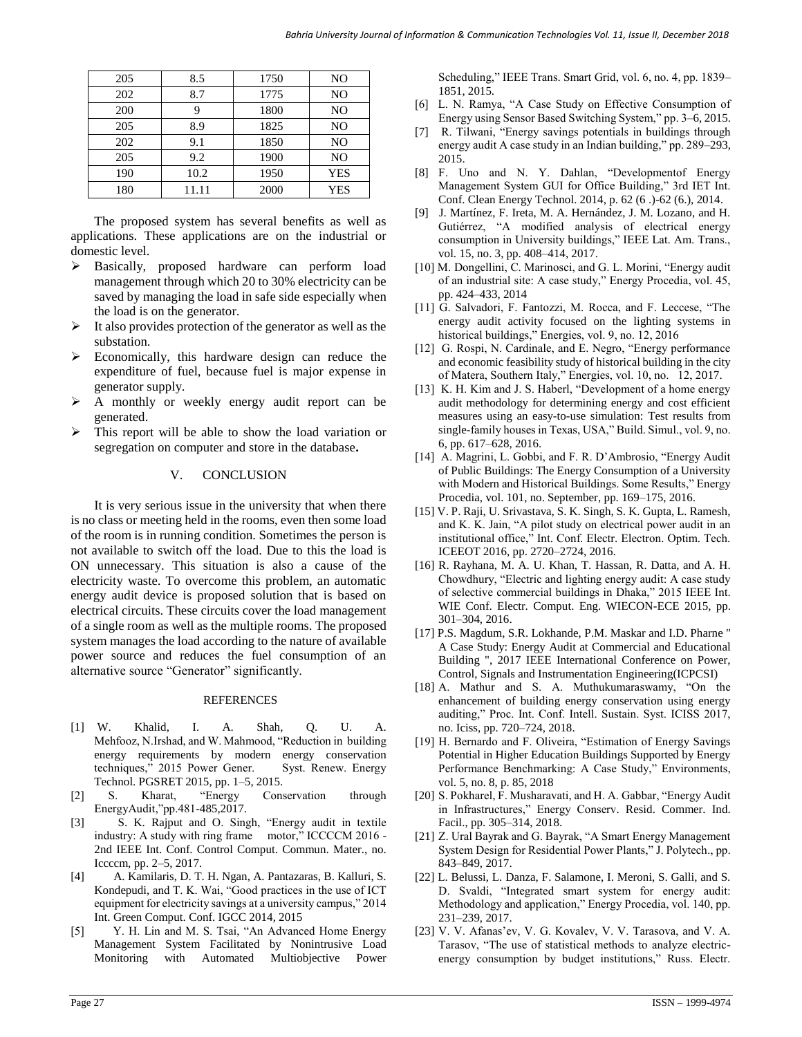| 205 | 8.5 | 1750 | NO |
|---|---|---|---|
| 202 | 8.7 | 1775 | NO |
| 200 | 9 | 1800 | NO |
| 205 | 8.9 | 1825 | NO |
| 202 | 9.1 | 1850 | NO |
| 205 | 9.2 | 1900 | NO |
| 190 | 10.2 | 1950 | YES |
| 180 | 11.11 | 2000 | YES |

The proposed system has several benefits as well as applications. These applications are on the industrial or domestic level.

- Basically, proposed hardware can perform load management through which 20 to 30% electricity can be saved by managing the load in safe side especially when the load is on the generator.
- It also provides protection of the generator as well as the substation.
- Economically, this hardware design can reduce the expenditure of fuel, because fuel is major expense in generator supply.
- A monthly or weekly energy audit report can be generated.
- This report will be able to show the load variation or segregation on computer and store in the database**.**

## V. CONCLUSION

It is very serious issue in the university that when there is no class or meeting held in the rooms, even then some load of the room is in running condition. Sometimes the person is not available to switch off the load. Due to this the load is ON unnecessary. This situation is also a cause of the electricity waste. To overcome this problem, an automatic energy audit device is proposed solution that is based on electrical circuits. These circuits cover the load management of a single room as well as the multiple rooms. The proposed system manages the load according to the nature of available power source and reduces the fuel consumption of an alternative source "Generator" significantly.

## REFERENCES

[1] W. Khalid, I. A. Shah, Q. U. A. Mehfooz, N.Irshad, and W. Mahmood, "Reduction in building energy requirements by modern energy conservation techniques," 2015 Power Gener. Syst. Renew. Energy Technol. PGSRET 2015, pp. 1–5, 2015.

[2] S. Kharat, "Energy Conservation through EnergyAudit,"pp.481-485,2017.

[3] S. K. Rajput and O. Singh, "Energy audit in textile industry: A study with ring frame motor," ICCCCM 2016 - 2nd IEEE Int. Conf. Control Comput. Commun. Mater., no. Iccccm, pp. 2–5, 2017.

[4] A. Kamilaris, D. T. H. Ngan, A. Pantazaras, B. Kalluri, S. Kondepudi, and T. K. Wai, "Good practices in the use of ICT equipment for electricity savings at a university campus," 2014 Int. Green Comput. Conf. IGCC 2014, 2015

[5] Y. H. Lin and M. S. Tsai, "An Advanced Home Energy Management System Facilitated by Nonintrusive Load Monitoring with Automated Multiobjective Power Scheduling," IEEE Trans. Smart Grid, vol. 6, no. 4, pp. 1839–1851, 2015.

[6] L. N. Ramya, "A Case Study on Effective Consumption of Energy using Sensor Based Switching System," pp. 3–6, 2015.

[7] R. Tilwani, "Energy savings potentials in buildings through energy audit A case study in an Indian building," pp. 289–293, 2015.

[8] F. Uno and N. Y. Dahlan, "Developmentof Energy Management System GUI for Office Building," 3rd IET Int. Conf. Clean Energy Technol. 2014, p. 62 (6 .)-62 (6.), 2014.

[9] J. Martínez, F. Ireta, M. A. Hernández, J. M. Lozano, and H. Gutiérrez, "A modified analysis of electrical energy consumption in University buildings," IEEE Lat. Am. Trans., vol. 15, no. 3, pp. 408–414, 2017.

[10] M. Dongellini, C. Marinosci, and G. L. Morini, "Energy audit of an industrial site: A case study," Energy Procedia, vol. 45, pp. 424–433, 2014

[11] G. Salvadori, F. Fantozzi, M. Rocca, and F. Leccese, "The energy audit activity focused on the lighting systems in historical buildings," Energies, vol. 9, no. 12, 2016

[12] G. Rospi, N. Cardinale, and E. Negro, "Energy performance and economic feasibility study of historical building in the city of Matera, Southern Italy," Energies, vol. 10, no. 12, 2017.

[13] K. H. Kim and J. S. Haberl, "Development of a home energy audit methodology for determining energy and cost efficient measures using an easy-to-use simulation: Test results from single-family houses in Texas, USA," Build. Simul., vol. 9, no. 6, pp. 617–628, 2016.

[14] A. Magrini, L. Gobbi, and F. R. D'Ambrosio, "Energy Audit of Public Buildings: The Energy Consumption of a University with Modern and Historical Buildings. Some Results," Energy Procedia, vol. 101, no. September, pp. 169–175, 2016.

[15] V. P. Raji, U. Srivastava, S. K. Singh, S. K. Gupta, L. Ramesh, and K. K. Jain, "A pilot study on electrical power audit in an institutional office," Int. Conf. Electr. Electron. Optim. Tech. ICEEOT 2016, pp. 2720–2724, 2016.

[16] R. Rayhana, M. A. U. Khan, T. Hassan, R. Datta, and A. H. Chowdhury, "Electric and lighting energy audit: A case study of selective commercial buildings in Dhaka," 2015 IEEE Int. WIE Conf. Electr. Comput. Eng. WIECON-ECE 2015, pp. 301–304, 2016.

[17] P.S. Magdum, S.R. Lokhande, P.M. Maskar and I.D. Pharne " A Case Study: Energy Audit at Commercial and Educational Building ", 2017 IEEE International Conference on Power, Control, Signals and Instrumentation Engineering(ICPCSI)

[18] A. Mathur and S. A. Muthukumaraswamy, "On the enhancement of building energy conservation using energy auditing," Proc. Int. Conf. Intell. Sustain. Syst. ICISS 2017, no. Iciss, pp. 720–724, 2018.

[19] H. Bernardo and F. Oliveira, "Estimation of Energy Savings Potential in Higher Education Buildings Supported by Energy Performance Benchmarking: A Case Study," Environments, vol. 5, no. 8, p. 85, 2018

[20] S. Pokharel, F. Musharavati, and H. A. Gabbar, "Energy Audit in Infrastructures," Energy Conserv. Resid. Commer. Ind. Facil., pp. 305–314, 2018.

[21] Z. Ural Bayrak and G. Bayrak, "A Smart Energy Management System Design for Residential Power Plants," J. Polytech., pp. 843–849, 2017.

[22] L. Belussi, L. Danza, F. Salamone, I. Meroni, S. Galli, and S. D. Svaldi, "Integrated smart system for energy audit: Methodology and application," Energy Procedia, vol. 140, pp. 231–239, 2017.

[23] V. V. Afanas'ev, V. G. Kovalev, V. V. Tarasova, and V. A. Tarasov, "The use of statistical methods to analyze electric-energy consumption by budget institutions," Russ. Electr.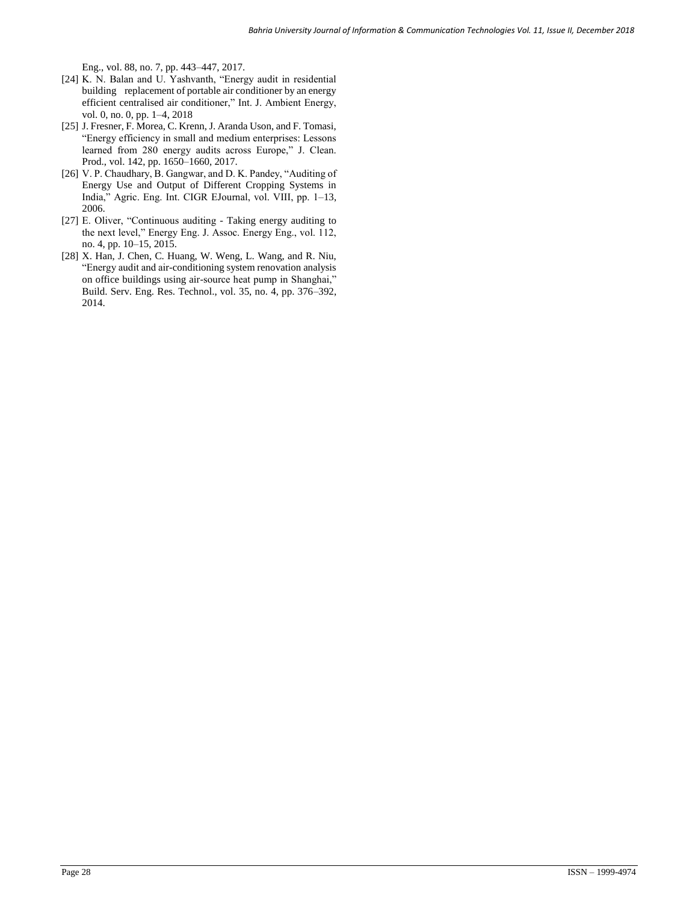Eng., vol. 88, no. 7, pp. 443–447, 2017.

[24] K. N. Balan and U. Yashvanth, "Energy audit in residential building replacement of portable air conditioner by an energy efficient centralised air conditioner," Int. J. Ambient Energy, vol. 0, no. 0, pp. 1–4, 2018

[25] J. Fresner, F. Morea, C. Krenn, J. Aranda Uson, and F. Tomasi, "Energy efficiency in small and medium enterprises: Lessons learned from 280 energy audits across Europe," J. Clean. Prod., vol. 142, pp. 1650–1660, 2017.

[26] V. P. Chaudhary, B. Gangwar, and D. K. Pandey, "Auditing of Energy Use and Output of Different Cropping Systems in India," Agric. Eng. Int. CIGR EJournal, vol. VIII, pp. 1–13, 2006.

[27] E. Oliver, "Continuous auditing - Taking energy auditing to the next level," Energy Eng. J. Assoc. Energy Eng., vol. 112, no. 4, pp. 10–15, 2015.

[28] X. Han, J. Chen, C. Huang, W. Weng, L. Wang, and R. Niu, "Energy audit and air-conditioning system renovation analysis on office buildings using air-source heat pump in Shanghai," Build. Serv. Eng. Res. Technol., vol. 35, no. 4, pp. 376–392, 2014.